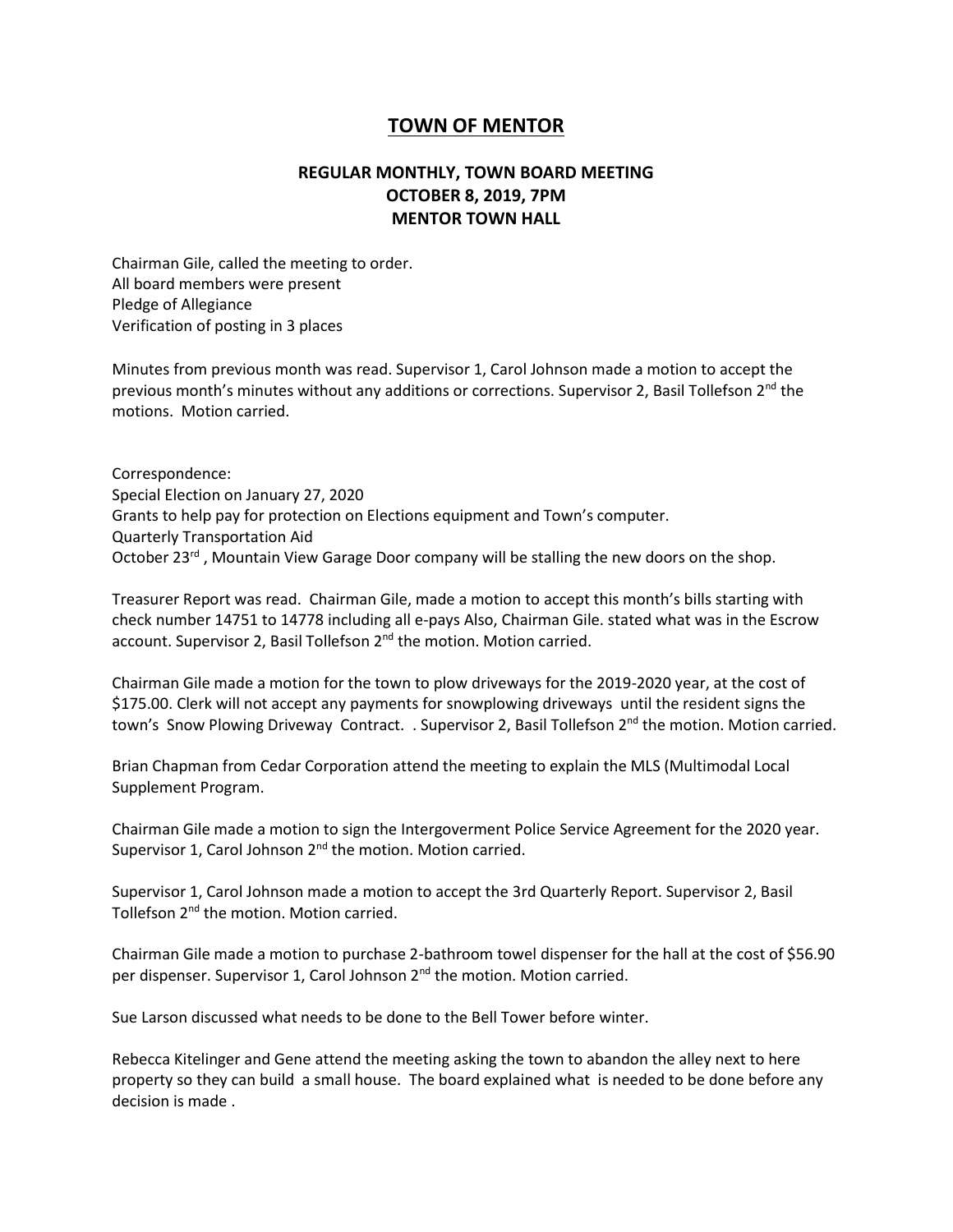# TOWN OF MENTOR

## REGULAR MONTHLY, TOWN BOARD MEETING
## OCTOBER 8, 2019, 7PM
## MENTOR TOWN HALL

Chairman Gile, called the meeting to order.
All board members were present
Pledge of Allegiance
Verification of posting in 3 places

Minutes from previous month was read. Supervisor 1, Carol Johnson made a motion to accept the previous month's minutes without any additions or corrections. Supervisor 2, Basil Tollefson 2nd the motions. Motion carried.

Correspondence:
Special Election on January 27, 2020
Grants to help pay for protection on Elections equipment and Town's computer.
Quarterly Transportation Aid
October 23rd , Mountain View Garage Door company will be stalling the new doors on the shop.

Treasurer Report was read. Chairman Gile, made a motion to accept this month's bills starting with check number 14751 to 14778 including all e-pays Also, Chairman Gile. stated what was in the Escrow account. Supervisor 2, Basil Tollefson 2nd the motion. Motion carried.

Chairman Gile made a motion for the town to plow driveways for the 2019-2020 year, at the cost of $175.00. Clerk will not accept any payments for snowplowing driveways until the resident signs the town's Snow Plowing Driveway Contract. . Supervisor 2, Basil Tollefson 2nd the motion. Motion carried.

Brian Chapman from Cedar Corporation attend the meeting to explain the MLS (Multimodal Local Supplement Program.

Chairman Gile made a motion to sign the Intergoverment Police Service Agreement for the 2020 year. Supervisor 1, Carol Johnson 2nd the motion. Motion carried.

Supervisor 1, Carol Johnson made a motion to accept the 3rd Quarterly Report. Supervisor 2, Basil Tollefson 2nd the motion. Motion carried.

Chairman Gile made a motion to purchase 2-bathroom towel dispenser for the hall at the cost of $56.90 per dispenser. Supervisor 1, Carol Johnson 2nd the motion. Motion carried.

Sue Larson discussed what needs to be done to the Bell Tower before winter.

Rebecca Kitelinger and Gene attend the meeting asking the town to abandon the alley next to here property so they can build a small house. The board explained what is needed to be done before any decision is made .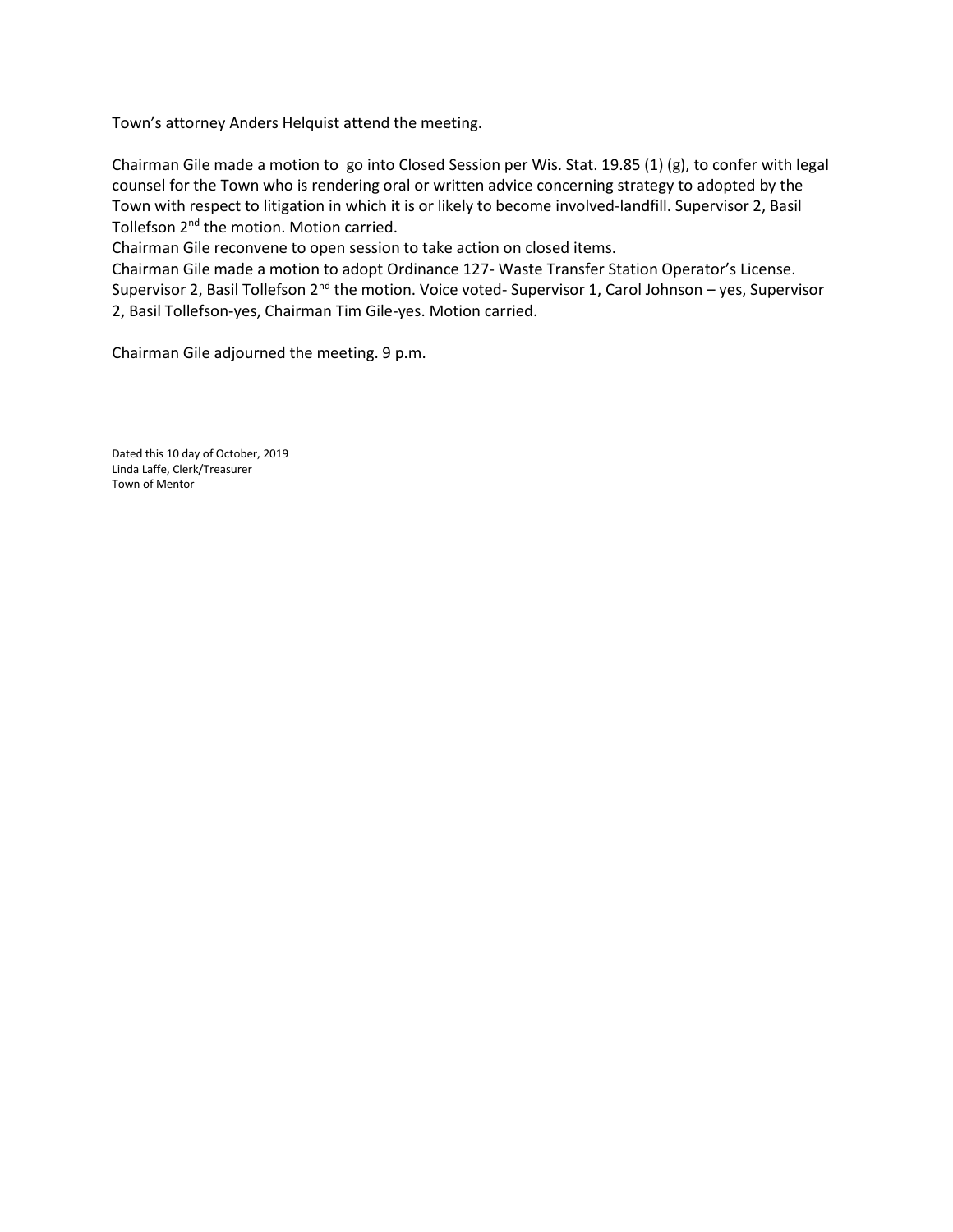Town's attorney Anders Helquist attend the meeting.

Chairman Gile made a motion to go into Closed Session per Wis. Stat. 19.85 (1) (g), to confer with legal counsel for the Town who is rendering oral or written advice concerning strategy to adopted by the Town with respect to litigation in which it is or likely to become involved-landfill. Supervisor 2, Basil Tollefson 2nd the motion. Motion carried.

Chairman Gile reconvene to open session to take action on closed items.

Chairman Gile made a motion to adopt Ordinance 127- Waste Transfer Station Operator's License. Supervisor 2, Basil Tollefson 2nd the motion. Voice voted- Supervisor 1, Carol Johnson – yes, Supervisor 2, Basil Tollefson-yes, Chairman Tim Gile-yes. Motion carried.

Chairman Gile adjourned the meeting. 9 p.m.

Dated this 10 day of October, 2019
Linda Laffe, Clerk/Treasurer
Town of Mentor